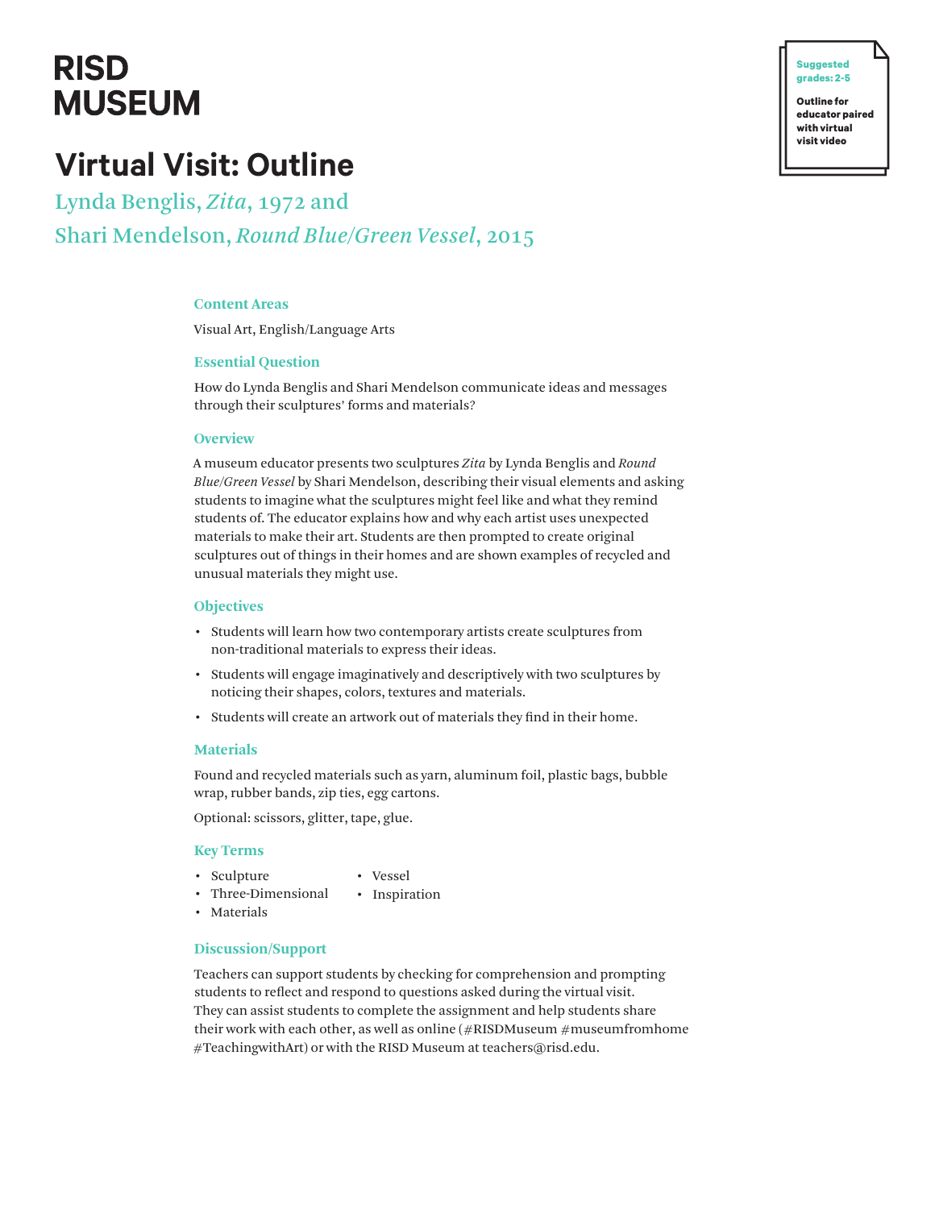RISD MUSEUM

**Suggested grades: 2-5**

**Outline for educator paired with virtual visit video**

# Virtual Visit: Outline

## Lynda Benglis, *Zita*, 1972 and Shari Mendelson, *Round Blue/Green Vessel*, 2015

### Content Areas

Visual Art, English/Language Arts

### Essential Question

How do Lynda Benglis and Shari Mendelson communicate ideas and messages through their sculptures' forms and materials?

### Overview

A museum educator presents two sculptures *Zita* by Lynda Benglis and *Round Blue/Green Vessel* by Shari Mendelson, describing their visual elements and asking students to imagine what the sculptures might feel like and what they remind students of. The educator explains how and why each artist uses unexpected materials to make their art. Students are then prompted to create original sculptures out of things in their homes and are shown examples of recycled and unusual materials they might use.

### Objectives

- Students will learn how two contemporary artists create sculptures from non-traditional materials to express their ideas.
- Students will engage imaginatively and descriptively with two sculptures by noticing their shapes, colors, textures and materials.
- Students will create an artwork out of materials they find in their home.

### Materials

Found and recycled materials such as yarn, aluminum foil, plastic bags, bubble wrap, rubber bands, zip ties, egg cartons.

Optional: scissors, glitter, tape, glue.

### Key Terms

- Sculpture
- Three-Dimensional
- Materials
- Vessel
- Inspiration

### Discussion/Support

Teachers can support students by checking for comprehension and prompting students to reflect and respond to questions asked during the virtual visit. They can assist students to complete the assignment and help students share their work with each other, as well as online (#RISDMuseum #museumfromhome #TeachingwithArt) or with the RISD Museum at teachers@risd.edu.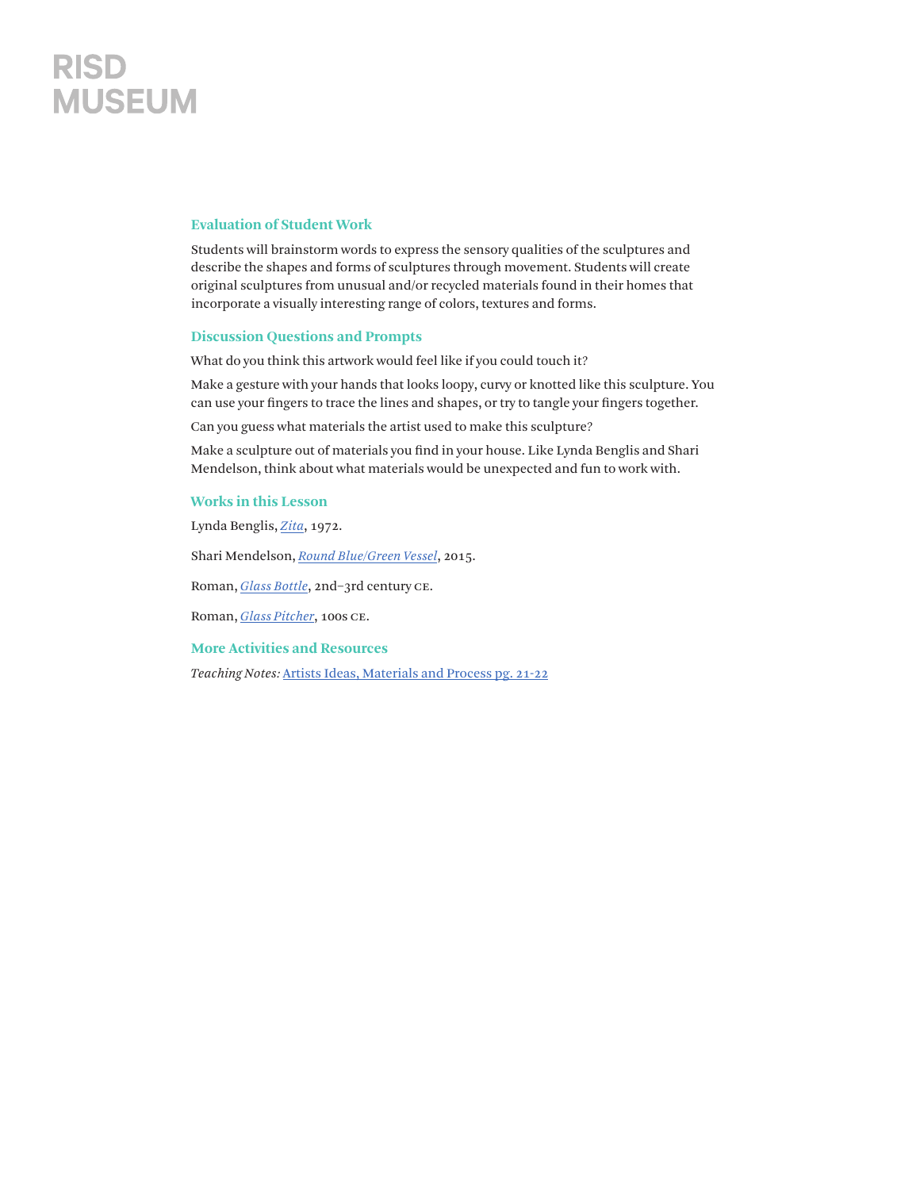## Evaluation of Student Work

Students will brainstorm words to express the sensory qualities of the sculptures and describe the shapes and forms of sculptures through movement. Students will create original sculptures from unusual and/or recycled materials found in their homes that incorporate a visually interesting range of colors, textures and forms.

## Discussion Questions and Prompts

What do you think this artwork would feel like if you could touch it?

Make a gesture with your hands that looks loopy, curvy or knotted like this sculpture. You can use your fingers to trace the lines and shapes, or try to tangle your fingers together.

Can you guess what materials the artist used to make this sculpture?

Make a sculpture out of materials you find in your house. Like Lynda Benglis and Shari Mendelson, think about what materials would be unexpected and fun to work with.

## Works in this Lesson

Lynda Benglis, *Zita*, 1972.

Shari Mendelson, *Round Blue/Green Vessel*, 2015.

Roman, *Glass Bottle*, 2nd–3rd century CE.

Roman, *Glass Pitcher*, 100s CE.

## More Activities and Resources

*Teaching Notes:* Artists Ideas, Materials and Process pg. 21-22